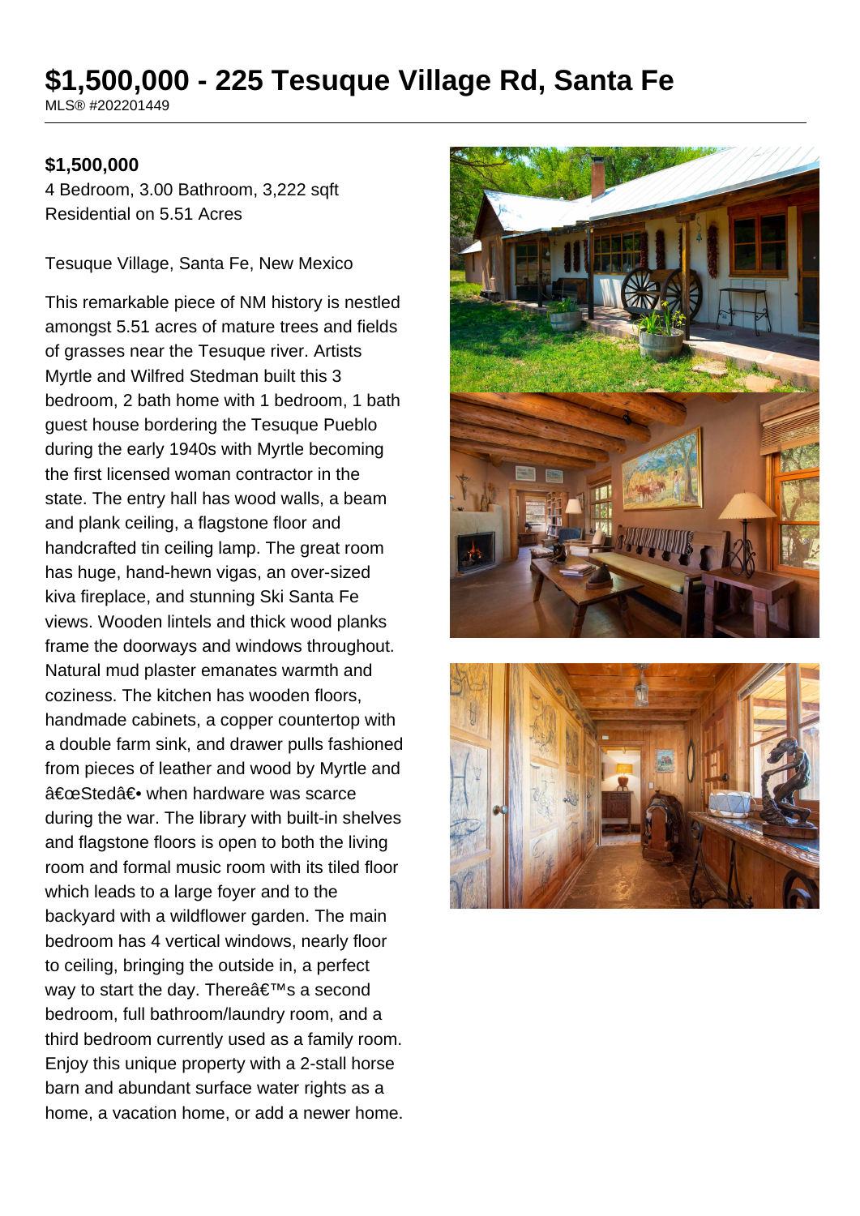# $1,500,000 - 225 Tesuque Village Rd, Santa Fe

MLS® #202201449

**$1,500,000**

4 Bedroom, 3.00 Bathroom, 3,222 sqft

Residential on 5.51 Acres

Tesuque Village, Santa Fe, New Mexico

This remarkable piece of NM history is nestled amongst 5.51 acres of mature trees and fields of grasses near the Tesuque river. Artists Myrtle and Wilfred Stedman built this 3 bedroom, 2 bath home with 1 bedroom, 1 bath guest house bordering the Tesuque Pueblo during the early 1940s with Myrtle becoming the first licensed woman contractor in the state. The entry hall has wood walls, a beam and plank ceiling, a flagstone floor and handcrafted tin ceiling lamp. The great room has huge, hand-hewn vigas, an over-sized kiva fireplace, and stunning Ski Santa Fe views. Wooden lintels and thick wood planks frame the doorways and windows throughout. Natural mud plaster emanates warmth and coziness. The kitchen has wooden floors, handmade cabinets, a copper countertop with a double farm sink, and drawer pulls fashioned from pieces of leather and wood by Myrtle and â€œStedâ€• when hardware was scarce during the war. The library with built-in shelves and flagstone floors is open to both the living room and formal music room with its tiled floor which leads to a large foyer and to the backyard with a wildflower garden. The main bedroom has 4 vertical windows, nearly floor to ceiling, bringing the outside in, a perfect way to start the day. Thereâ€™s a second bedroom, full bathroom/laundry room, and a third bedroom currently used as a family room. Enjoy this unique property with a 2-stall horse barn and abundant surface water rights as a home, a vacation home, or add a newer home.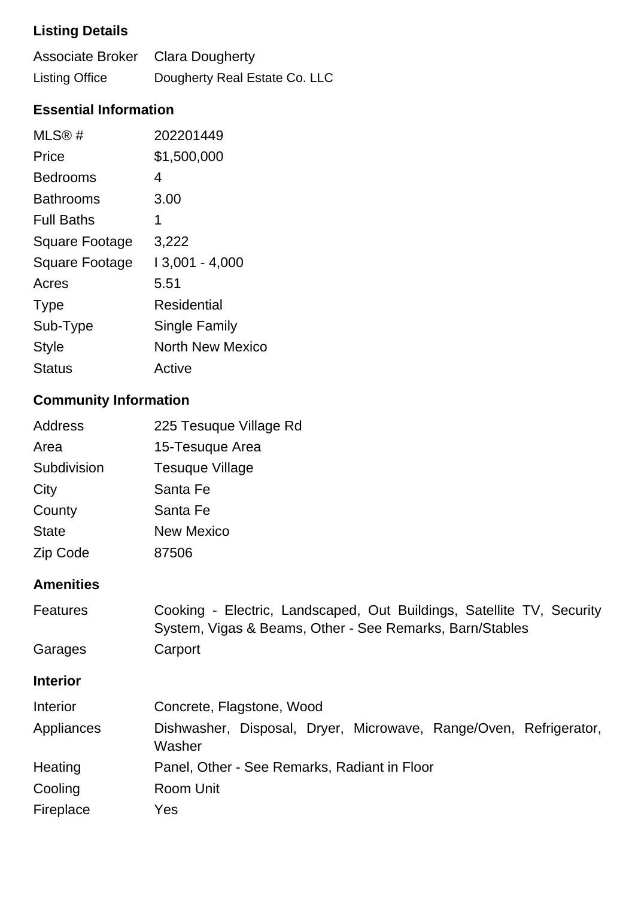### Listing Details

| | |
|---|---|
| Associate Broker | Clara Dougherty |
| Listing Office | Dougherty Real Estate Co. LLC |

### Essential Information

| | |
|---|---|
| MLS® # | 202201449 |
| Price | $1,500,000 |
| Bedrooms | 4 |
| Bathrooms | 3.00 |
| Full Baths | 1 |
| Square Footage | 3,222 |
| Square Footage | I 3,001 - 4,000 |
| Acres | 5.51 |
| Type | Residential |
| Sub-Type | Single Family |
| Style | North New Mexico |
| Status | Active |

### Community Information

| | |
|---|---|
| Address | 225 Tesuque Village Rd |
| Area | 15-Tesuque Area |
| Subdivision | Tesuque Village |
| City | Santa Fe |
| County | Santa Fe |
| State | New Mexico |
| Zip Code | 87506 |

### Amenities

| | |
|---|---|
| Features | Cooking - Electric, Landscaped, Out Buildings, Satellite TV, Security System, Vigas & Beams, Other - See Remarks, Barn/Stables |
| Garages | Carport |

### Interior

| | |
|---|---|
| Interior | Concrete, Flagstone, Wood |
| Appliances | Dishwasher, Disposal, Dryer, Microwave, Range/Oven, Refrigerator, Washer |
| Heating | Panel, Other - See Remarks, Radiant in Floor |
| Cooling | Room Unit |
| Fireplace | Yes |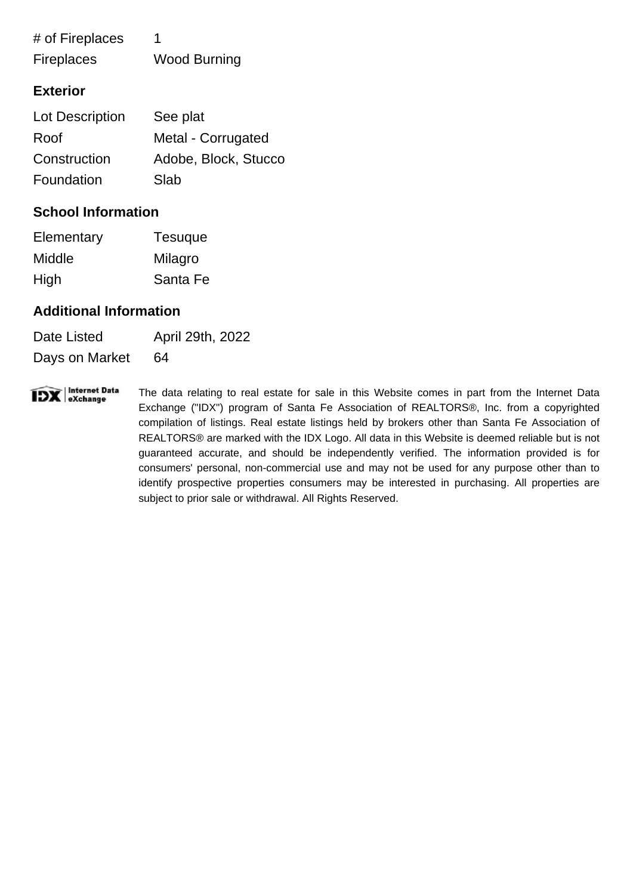| | |
|---|---|
| # of Fireplaces | 1 |
| Fireplaces | Wood Burning |

## Exterior

| | |
|---|---|
| Lot Description | See plat |
| Roof | Metal - Corrugated |
| Construction | Adobe, Block, Stucco |
| Foundation | Slab |

## School Information

| | |
|---|---|
| Elementary | Tesuque |
| Middle | Milagro |
| High | Santa Fe |

## Additional Information

| | |
|---|---|
| Date Listed | April 29th, 2022 |
| Days on Market | 64 |

IDX | Internet Data eXchange

The data relating to real estate for sale in this Website comes in part from the Internet Data Exchange ("IDX") program of Santa Fe Association of REALTORS®, Inc. from a copyrighted compilation of listings. Real estate listings held by brokers other than Santa Fe Association of REALTORS® are marked with the IDX Logo. All data in this Website is deemed reliable but is not guaranteed accurate, and should be independently verified. The information provided is for consumers' personal, non-commercial use and may not be used for any purpose other than to identify prospective properties consumers may be interested in purchasing. All properties are subject to prior sale or withdrawal. All Rights Reserved.